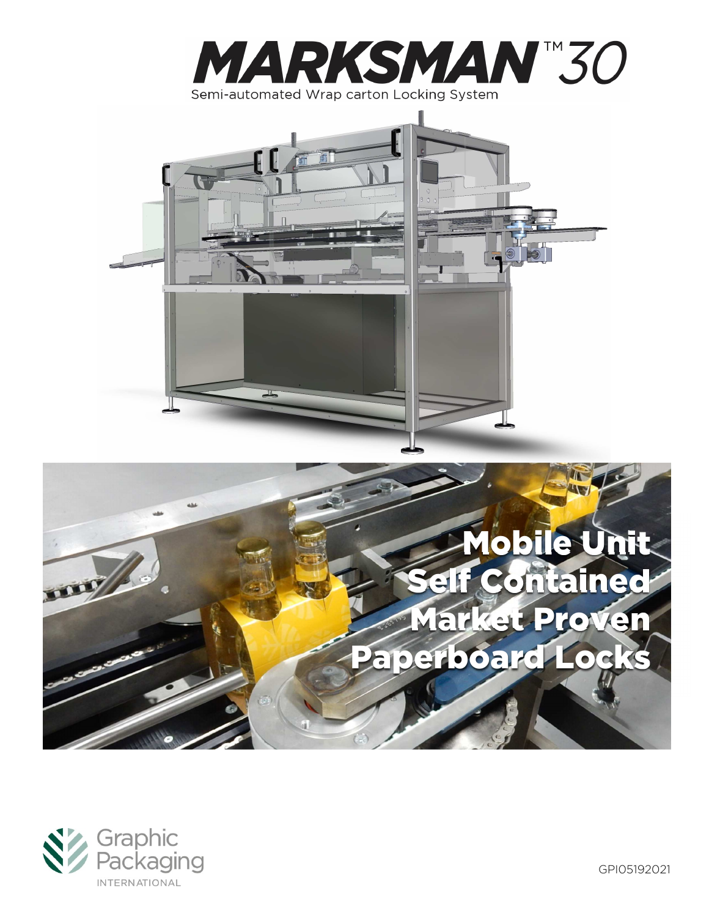# MARKSMAN™ 30

Semi-automated Wrap carton Locking System

Mobile Unit
Self Contained
Market Proven
Paperboard Locks

Graphic Packaging INTERNATIONAL

GPI05192021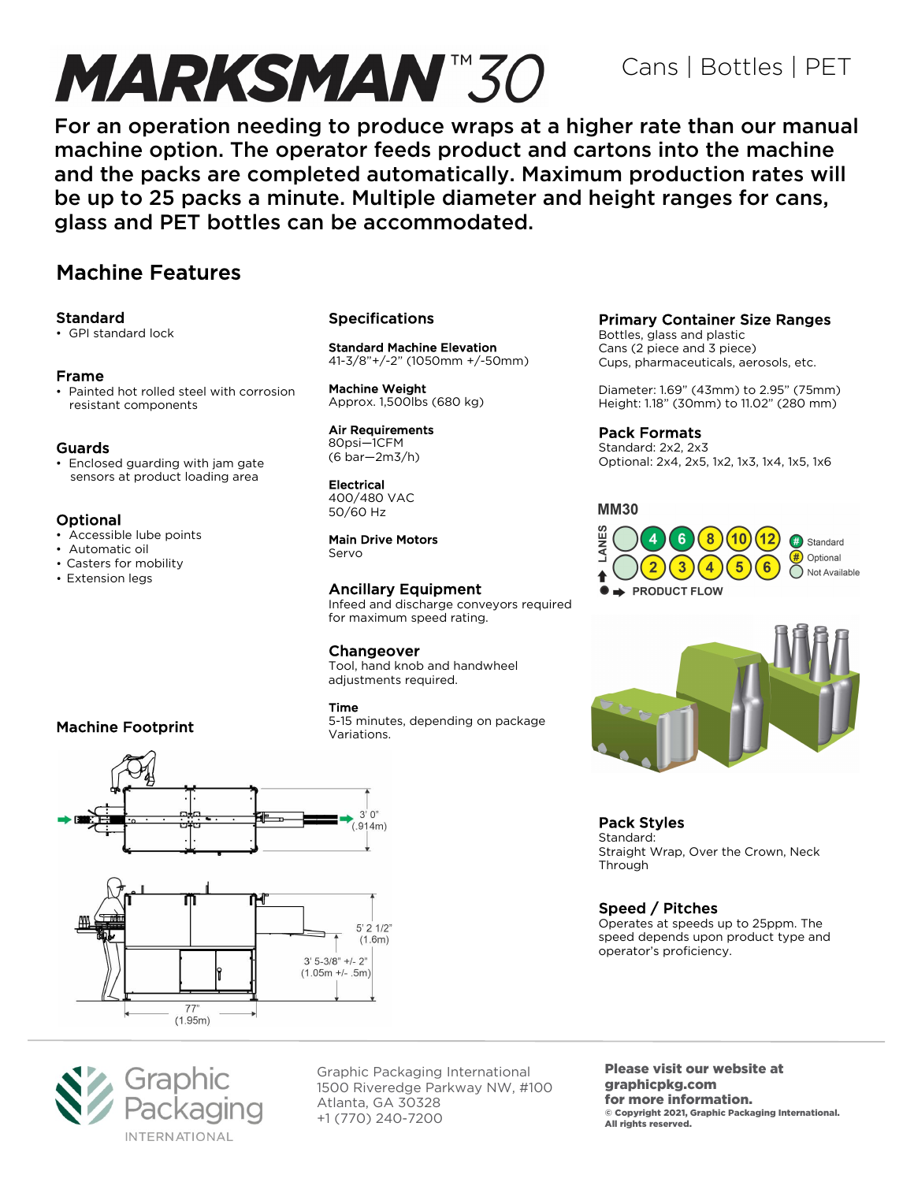# MARKSMAN™30

Cans | Bottles | PET

**For an operation needing to produce wraps at a higher rate than our manual machine option. The operator feeds product and cartons into the machine and the packs are completed automatically. Maximum production rates will be up to 25 packs a minute. Multiple diameter and height ranges for cans, glass and PET bottles can be accommodated.**

## Machine Features

### Standard
- GPI standard lock

### Frame
- Painted hot rolled steel with corrosion resistant components

### Guards
- Enclosed guarding with jam gate sensors at product loading area

### Optional
- Accessible lube points
- Automatic oil
- Casters for mobility
- Extension legs

### Specifications

**Standard Machine Elevation**
41-3/8"+/-2" (1050mm +/-50mm)

**Machine Weight**
Approx. 1,500lbs (680 kg)

**Air Requirements**
80psi—1CFM
(6 bar—2m3/h)

**Electrical**
400/480 VAC
50/60 Hz

**Main Drive Motors**
Servo

### Ancillary Equipment
Infeed and discharge conveyors required for maximum speed rating.

### Changeover
Tool, hand knob and handwheel adjustments required.

**Time**
5-15 minutes, depending on package Variations.

### Primary Container Size Ranges
Bottles, glass and plastic
Cans (2 piece and 3 piece)
Cups, pharmaceuticals, aerosols, etc.

Diameter: 1.69" (43mm) to 2.95" (75mm)
Height: 1.18" (30mm) to 11.02" (280 mm)

### Pack Formats
Standard: 2x2, 2x3
Optional: 2x4, 2x5, 1x2, 1x3, 1x4, 1x5, 1x6

MM30

LANES

4 6 8 10 12

2 3 4 5 6

Standard
Optional
Not Available

PRODUCT FLOW

### Machine Footprint

3' 0"
(.914m)

5' 2 1/2"
(1.6m)

3' 5-3/8" +/- 2"
(1.05m +/- .5m)

77"
(1.95m)

### Pack Styles
Standard:
Straight Wrap, Over the Crown, Neck Through

### Speed / Pitches
Operates at speeds up to 25ppm. The speed depends upon product type and operator's proficiency.

Graphic Packaging INTERNATIONAL

Graphic Packaging International
1500 Riveredge Parkway NW, #100
Atlanta, GA 30328
+1 (770) 240-7200

**Please visit our website at graphicpkg.com for more information.**

**© Copyright 2021, Graphic Packaging International. All rights reserved.**